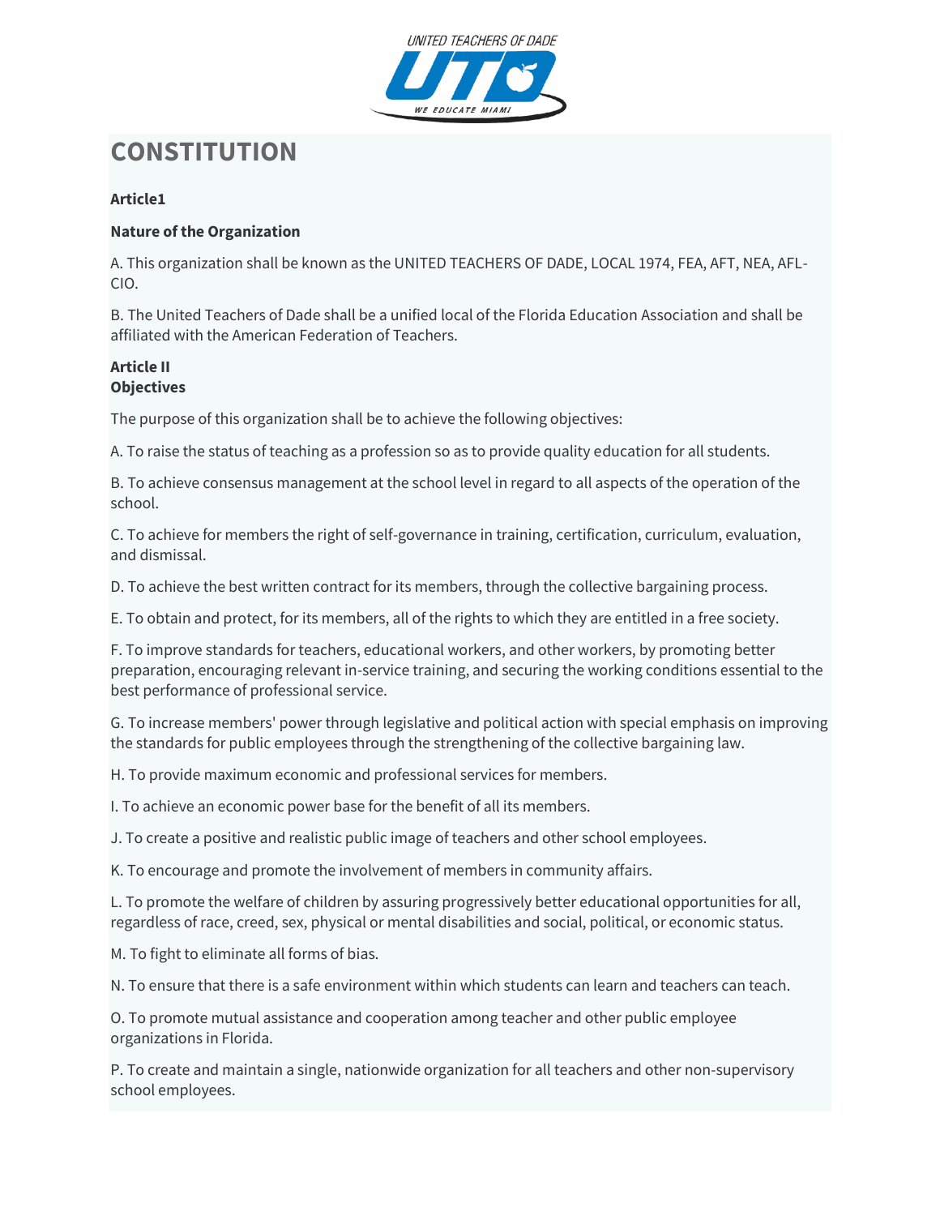# CONSTITUTION

**Article1**

**Nature of the Organization**

A. This organization shall be known as the UNITED TEACHERS OF DADE, LOCAL 1974, FEA, AFT, NEA, AFL-CIO.

B. The United Teachers of Dade shall be a unified local of the Florida Education Association and shall be affiliated with the American Federation of Teachers.

**Article II**
**Objectives**

The purpose of this organization shall be to achieve the following objectives:

A. To raise the status of teaching as a profession so as to provide quality education for all students.

B. To achieve consensus management at the school level in regard to all aspects of the operation of the school.

C. To achieve for members the right of self-governance in training, certification, curriculum, evaluation, and dismissal.

D. To achieve the best written contract for its members, through the collective bargaining process.

E. To obtain and protect, for its members, all of the rights to which they are entitled in a free society.

F. To improve standards for teachers, educational workers, and other workers, by promoting better preparation, encouraging relevant in-service training, and securing the working conditions essential to the best performance of professional service.

G. To increase members' power through legislative and political action with special emphasis on improving the standards for public employees through the strengthening of the collective bargaining law.

H. To provide maximum economic and professional services for members.

I. To achieve an economic power base for the benefit of all its members.

J. To create a positive and realistic public image of teachers and other school employees.

K. To encourage and promote the involvement of members in community affairs.

L. To promote the welfare of children by assuring progressively better educational opportunities for all, regardless of race, creed, sex, physical or mental disabilities and social, political, or economic status.

M. To fight to eliminate all forms of bias.

N. To ensure that there is a safe environment within which students can learn and teachers can teach.

O. To promote mutual assistance and cooperation among teacher and other public employee organizations in Florida.

P. To create and maintain a single, nationwide organization for all teachers and other non-supervisory school employees.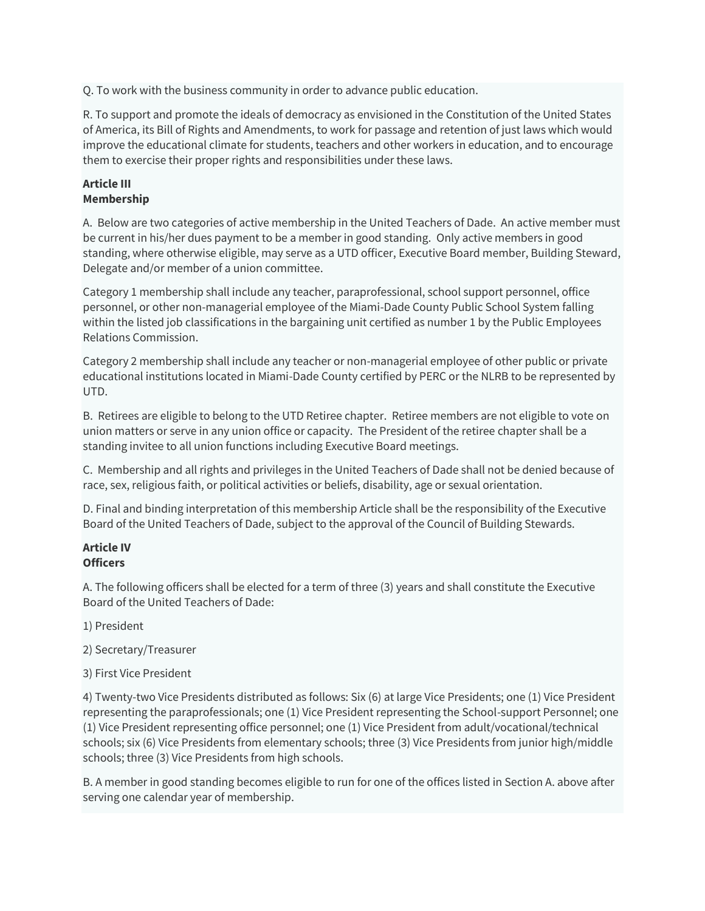Q. To work with the business community in order to advance public education.

R. To support and promote the ideals of democracy as envisioned in the Constitution of the United States of America, its Bill of Rights and Amendments, to work for passage and retention of just laws which would improve the educational climate for students, teachers and other workers in education, and to encourage them to exercise their proper rights and responsibilities under these laws.

**Article III**
**Membership**

A. Below are two categories of active membership in the United Teachers of Dade. An active member must be current in his/her dues payment to be a member in good standing. Only active members in good standing, where otherwise eligible, may serve as a UTD officer, Executive Board member, Building Steward, Delegate and/or member of a union committee.

Category 1 membership shall include any teacher, paraprofessional, school support personnel, office personnel, or other non-managerial employee of the Miami-Dade County Public School System falling within the listed job classifications in the bargaining unit certified as number 1 by the Public Employees Relations Commission.

Category 2 membership shall include any teacher or non-managerial employee of other public or private educational institutions located in Miami-Dade County certified by PERC or the NLRB to be represented by UTD.

B. Retirees are eligible to belong to the UTD Retiree chapter. Retiree members are not eligible to vote on union matters or serve in any union office or capacity. The President of the retiree chapter shall be a standing invitee to all union functions including Executive Board meetings.

C. Membership and all rights and privileges in the United Teachers of Dade shall not be denied because of race, sex, religious faith, or political activities or beliefs, disability, age or sexual orientation.

D. Final and binding interpretation of this membership Article shall be the responsibility of the Executive Board of the United Teachers of Dade, subject to the approval of the Council of Building Stewards.

**Article IV**
**Officers**

A. The following officers shall be elected for a term of three (3) years and shall constitute the Executive Board of the United Teachers of Dade:

1) President

2) Secretary/Treasurer

3) First Vice President

4) Twenty-two Vice Presidents distributed as follows: Six (6) at large Vice Presidents; one (1) Vice President representing the paraprofessionals; one (1) Vice President representing the School-support Personnel; one (1) Vice President representing office personnel; one (1) Vice President from adult/vocational/technical schools; six (6) Vice Presidents from elementary schools; three (3) Vice Presidents from junior high/middle schools; three (3) Vice Presidents from high schools.

B. A member in good standing becomes eligible to run for one of the offices listed in Section A. above after serving one calendar year of membership.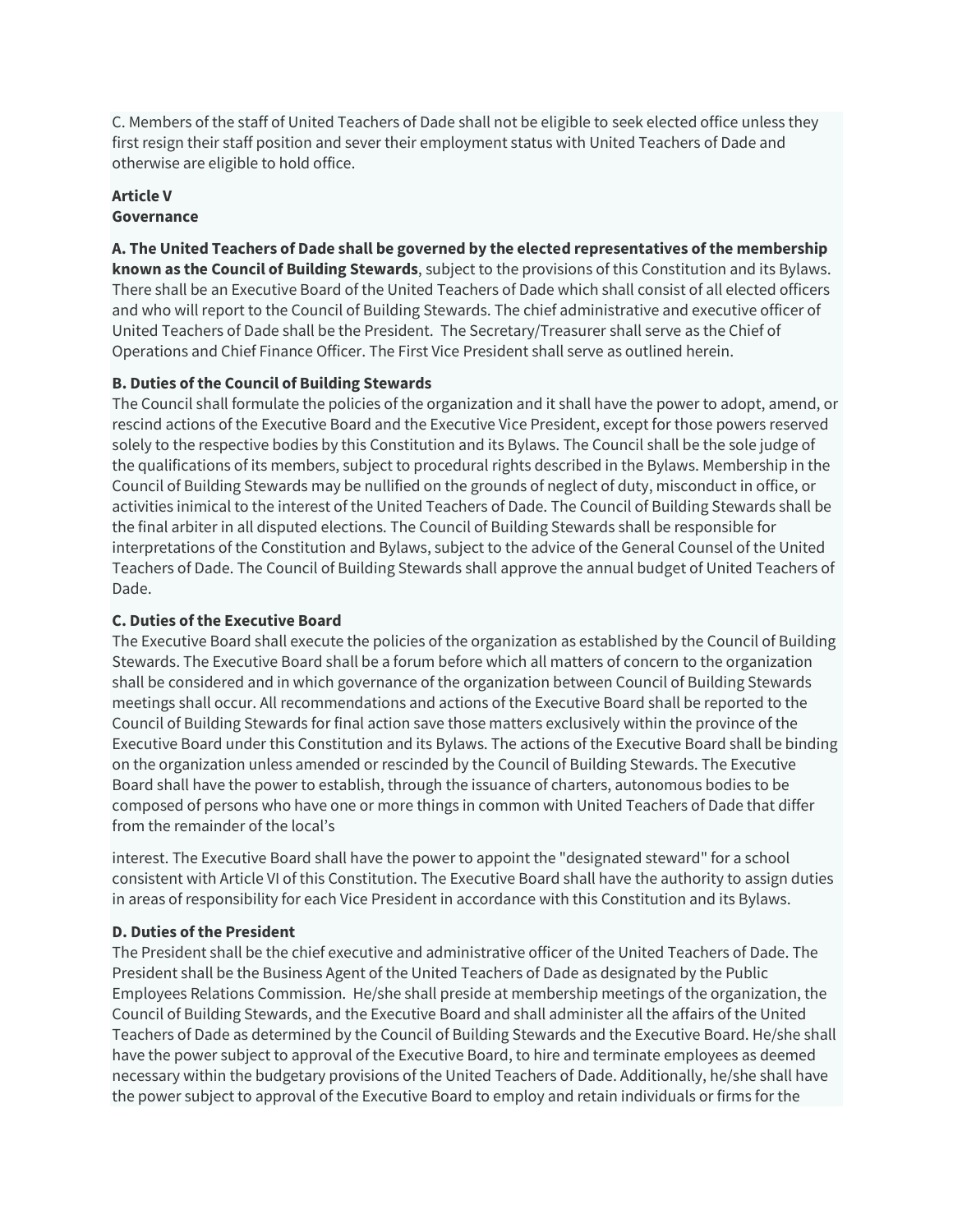C. Members of the staff of United Teachers of Dade shall not be eligible to seek elected office unless they first resign their staff position and sever their employment status with United Teachers of Dade and otherwise are eligible to hold office.

**Article V**
**Governance**

**A. The United Teachers of Dade shall be governed by the elected representatives of the membership known as the Council of Building Stewards**, subject to the provisions of this Constitution and its Bylaws. There shall be an Executive Board of the United Teachers of Dade which shall consist of all elected officers and who will report to the Council of Building Stewards. The chief administrative and executive officer of United Teachers of Dade shall be the President. The Secretary/Treasurer shall serve as the Chief of Operations and Chief Finance Officer. The First Vice President shall serve as outlined herein.

**B. Duties of the Council of Building Stewards**
The Council shall formulate the policies of the organization and it shall have the power to adopt, amend, or rescind actions of the Executive Board and the Executive Vice President, except for those powers reserved solely to the respective bodies by this Constitution and its Bylaws. The Council shall be the sole judge of the qualifications of its members, subject to procedural rights described in the Bylaws. Membership in the Council of Building Stewards may be nullified on the grounds of neglect of duty, misconduct in office, or activities inimical to the interest of the United Teachers of Dade. The Council of Building Stewards shall be the final arbiter in all disputed elections. The Council of Building Stewards shall be responsible for interpretations of the Constitution and Bylaws, subject to the advice of the General Counsel of the United Teachers of Dade. The Council of Building Stewards shall approve the annual budget of United Teachers of Dade.

**C. Duties of the Executive Board**
The Executive Board shall execute the policies of the organization as established by the Council of Building Stewards. The Executive Board shall be a forum before which all matters of concern to the organization shall be considered and in which governance of the organization between Council of Building Stewards meetings shall occur. All recommendations and actions of the Executive Board shall be reported to the Council of Building Stewards for final action save those matters exclusively within the province of the Executive Board under this Constitution and its Bylaws. The actions of the Executive Board shall be binding on the organization unless amended or rescinded by the Council of Building Stewards. The Executive Board shall have the power to establish, through the issuance of charters, autonomous bodies to be composed of persons who have one or more things in common with United Teachers of Dade that differ from the remainder of the local's interest. The Executive Board shall have the power to appoint the "designated steward" for a school consistent with Article VI of this Constitution. The Executive Board shall have the authority to assign duties in areas of responsibility for each Vice President in accordance with this Constitution and its Bylaws.

**D. Duties of the President**
The President shall be the chief executive and administrative officer of the United Teachers of Dade. The President shall be the Business Agent of the United Teachers of Dade as designated by the Public Employees Relations Commission. He/she shall preside at membership meetings of the organization, the Council of Building Stewards, and the Executive Board and shall administer all the affairs of the United Teachers of Dade as determined by the Council of Building Stewards and the Executive Board. He/she shall have the power subject to approval of the Executive Board, to hire and terminate employees as deemed necessary within the budgetary provisions of the United Teachers of Dade. Additionally, he/she shall have the power subject to approval of the Executive Board to employ and retain individuals or firms for the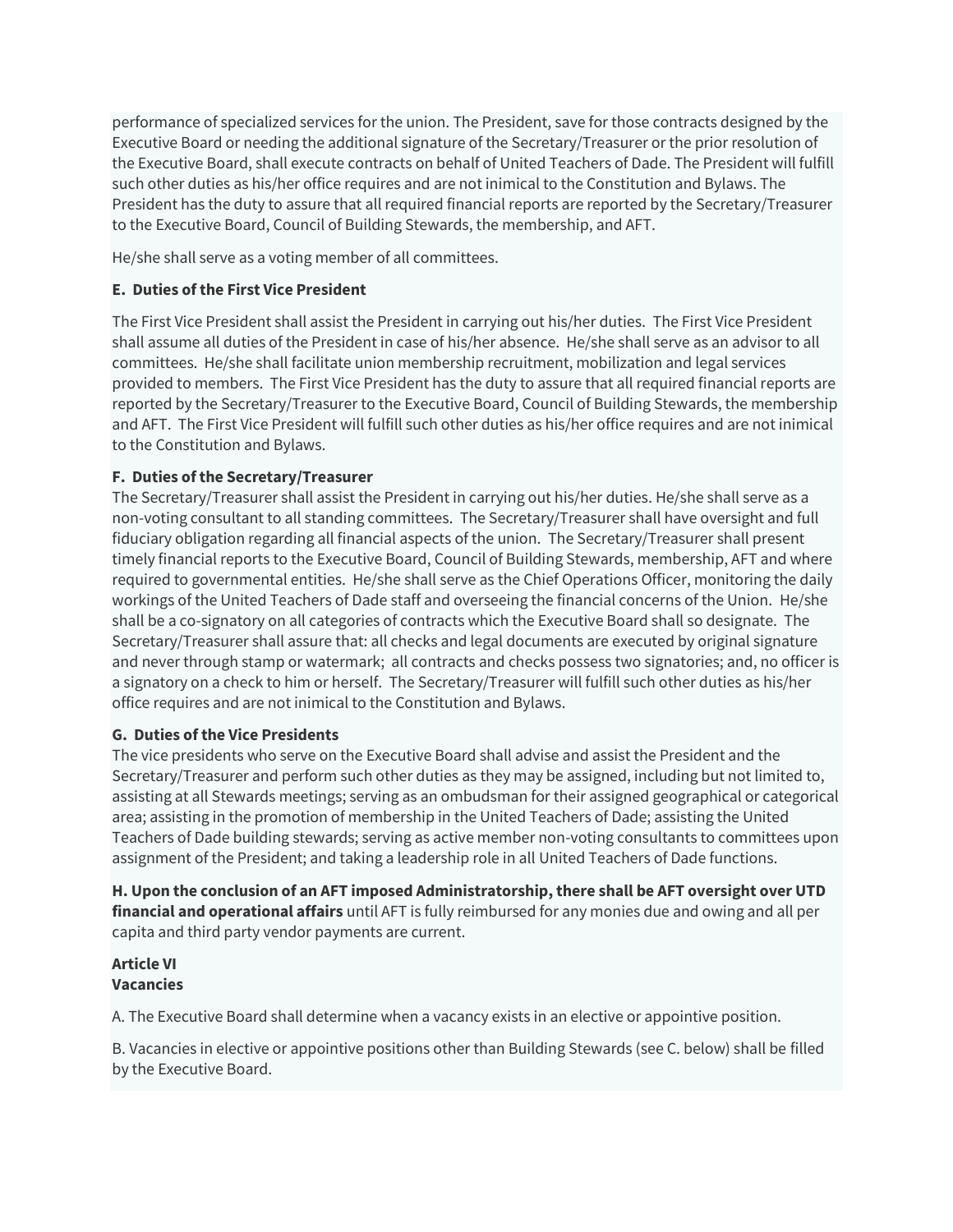performance of specialized services for the union. The President, save for those contracts designed by the Executive Board or needing the additional signature of the Secretary/Treasurer or the prior resolution of the Executive Board, shall execute contracts on behalf of United Teachers of Dade. The President will fulfill such other duties as his/her office requires and are not inimical to the Constitution and Bylaws. The President has the duty to assure that all required financial reports are reported by the Secretary/Treasurer to the Executive Board, Council of Building Stewards, the membership, and AFT.

He/she shall serve as a voting member of all committees.

**E. Duties of the First Vice President**

The First Vice President shall assist the President in carrying out his/her duties. The First Vice President shall assume all duties of the President in case of his/her absence. He/she shall serve as an advisor to all committees. He/she shall facilitate union membership recruitment, mobilization and legal services provided to members. The First Vice President has the duty to assure that all required financial reports are reported by the Secretary/Treasurer to the Executive Board, Council of Building Stewards, the membership and AFT. The First Vice President will fulfill such other duties as his/her office requires and are not inimical to the Constitution and Bylaws.

**F. Duties of the Secretary/Treasurer**

The Secretary/Treasurer shall assist the President in carrying out his/her duties. He/she shall serve as a non-voting consultant to all standing committees. The Secretary/Treasurer shall have oversight and full fiduciary obligation regarding all financial aspects of the union. The Secretary/Treasurer shall present timely financial reports to the Executive Board, Council of Building Stewards, membership, AFT and where required to governmental entities. He/she shall serve as the Chief Operations Officer, monitoring the daily workings of the United Teachers of Dade staff and overseeing the financial concerns of the Union. He/she shall be a co-signatory on all categories of contracts which the Executive Board shall so designate. The Secretary/Treasurer shall assure that: all checks and legal documents are executed by original signature and never through stamp or watermark; all contracts and checks possess two signatories; and, no officer is a signatory on a check to him or herself. The Secretary/Treasurer will fulfill such other duties as his/her office requires and are not inimical to the Constitution and Bylaws.

**G. Duties of the Vice Presidents**

The vice presidents who serve on the Executive Board shall advise and assist the President and the Secretary/Treasurer and perform such other duties as they may be assigned, including but not limited to, assisting at all Stewards meetings; serving as an ombudsman for their assigned geographical or categorical area; assisting in the promotion of membership in the United Teachers of Dade; assisting the United Teachers of Dade building stewards; serving as active member non-voting consultants to committees upon assignment of the President; and taking a leadership role in all United Teachers of Dade functions.

**H. Upon the conclusion of an AFT imposed Administratorship, there shall be AFT oversight over UTD financial and operational affairs** until AFT is fully reimbursed for any monies due and owing and all per capita and third party vendor payments are current.

**Article VI**
**Vacancies**

A. The Executive Board shall determine when a vacancy exists in an elective or appointive position.

B. Vacancies in elective or appointive positions other than Building Stewards (see C. below) shall be filled by the Executive Board.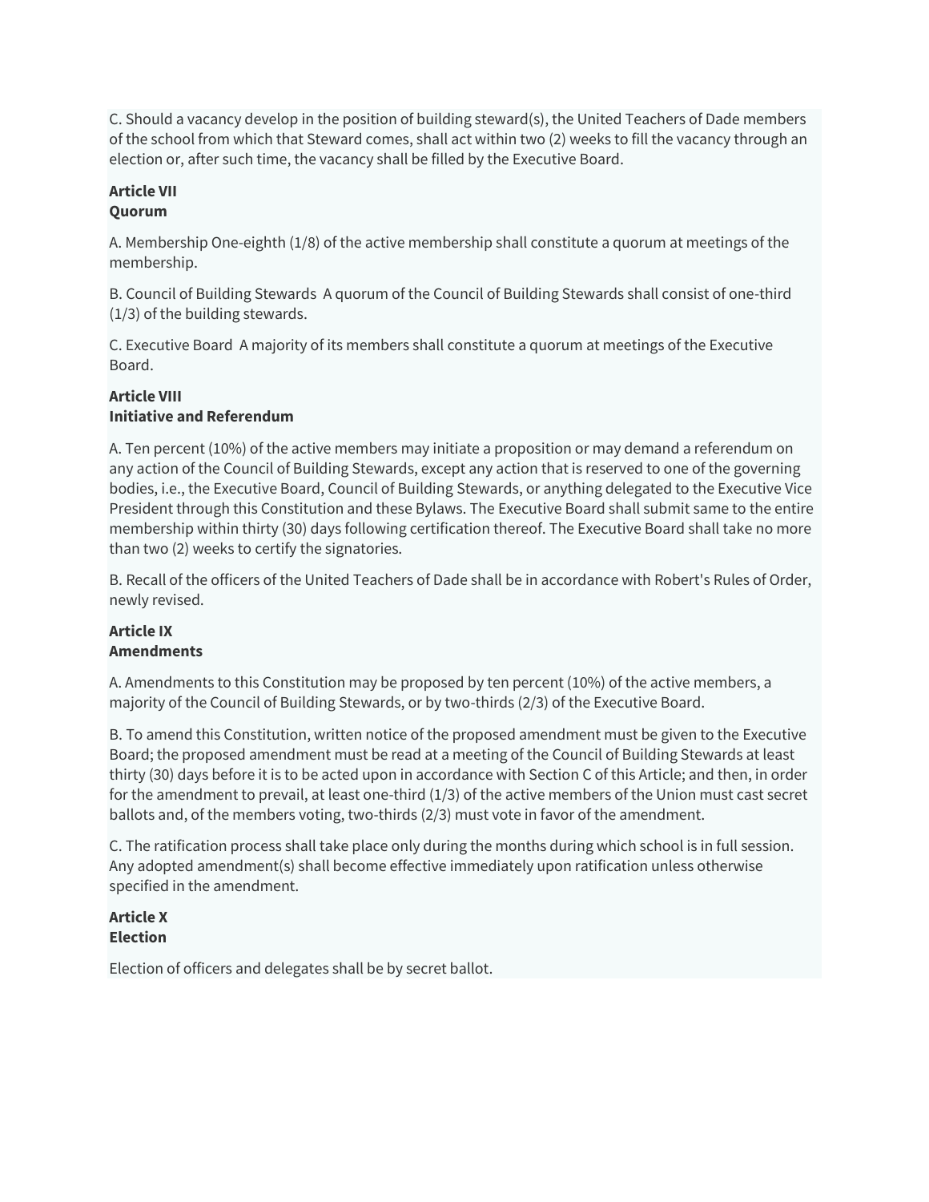C. Should a vacancy develop in the position of building steward(s), the United Teachers of Dade members of the school from which that Steward comes, shall act within two (2) weeks to fill the vacancy through an election or, after such time, the vacancy shall be filled by the Executive Board.

**Article VII**
**Quorum**

A. Membership One-eighth (1/8) of the active membership shall constitute a quorum at meetings of the membership.

B. Council of Building Stewards A quorum of the Council of Building Stewards shall consist of one-third (1/3) of the building stewards.

C. Executive Board A majority of its members shall constitute a quorum at meetings of the Executive Board.

**Article VIII**
**Initiative and Referendum**

A. Ten percent (10%) of the active members may initiate a proposition or may demand a referendum on any action of the Council of Building Stewards, except any action that is reserved to one of the governing bodies, i.e., the Executive Board, Council of Building Stewards, or anything delegated to the Executive Vice President through this Constitution and these Bylaws. The Executive Board shall submit same to the entire membership within thirty (30) days following certification thereof. The Executive Board shall take no more than two (2) weeks to certify the signatories.

B. Recall of the officers of the United Teachers of Dade shall be in accordance with Robert's Rules of Order, newly revised.

**Article IX**
**Amendments**

A. Amendments to this Constitution may be proposed by ten percent (10%) of the active members, a majority of the Council of Building Stewards, or by two-thirds (2/3) of the Executive Board.

B. To amend this Constitution, written notice of the proposed amendment must be given to the Executive Board; the proposed amendment must be read at a meeting of the Council of Building Stewards at least thirty (30) days before it is to be acted upon in accordance with Section C of this Article; and then, in order for the amendment to prevail, at least one-third (1/3) of the active members of the Union must cast secret ballots and, of the members voting, two-thirds (2/3) must vote in favor of the amendment.

C. The ratification process shall take place only during the months during which school is in full session. Any adopted amendment(s) shall become effective immediately upon ratification unless otherwise specified in the amendment.

**Article X**
**Election**

Election of officers and delegates shall be by secret ballot.